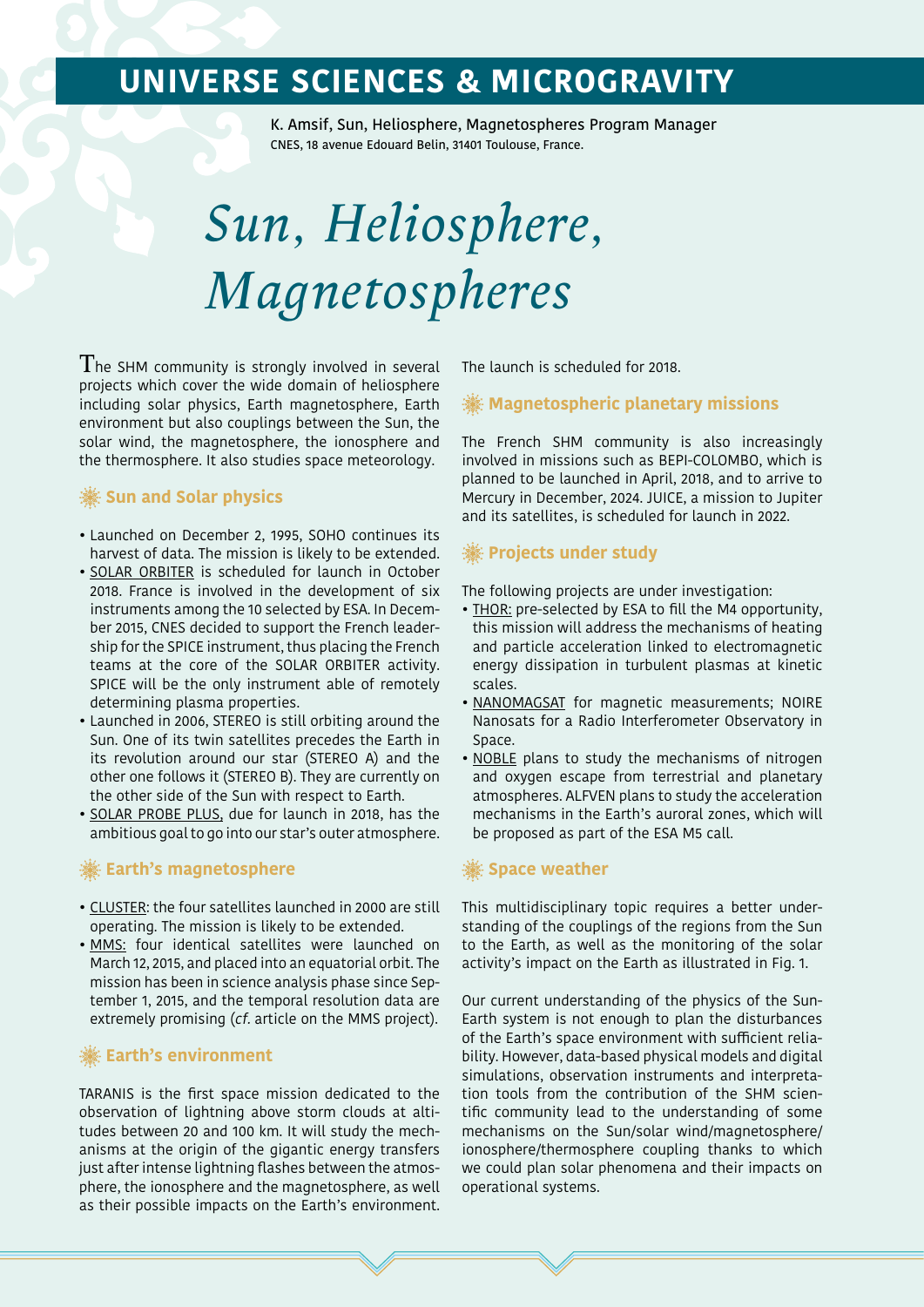# UNIVERSE SCIENCES & MICROGRAVITY

K. Amsif, Sun, Heliosphere, Magnetospheres Program Manager
CNES, 18 avenue Edouard Belin, 31401 Toulouse, France.

# *Sun, Heliosphere, Magnetospheres*

The SHM community is strongly involved in several projects which cover the wide domain of heliosphere including solar physics, Earth magnetosphere, Earth environment but also couplings between the Sun, the solar wind, the magnetosphere, the ionosphere and the thermosphere. It also studies space meteorology.

## Sun and Solar physics

- Launched on December 2, 1995, SOHO continues its harvest of data. The mission is likely to be extended.
- SOLAR ORBITER is scheduled for launch in October 2018. France is involved in the development of six instruments among the 10 selected by ESA. In December 2015, CNES decided to support the French leadership for the SPICE instrument, thus placing the French teams at the core of the SOLAR ORBITER activity. SPICE will be the only instrument able of remotely determining plasma properties.
- Launched in 2006, STEREO is still orbiting around the Sun. One of its twin satellites precedes the Earth in its revolution around our star (STEREO A) and the other one follows it (STEREO B). They are currently on the other side of the Sun with respect to Earth.
- SOLAR PROBE PLUS, due for launch in 2018, has the ambitious goal to go into our star's outer atmosphere.

## Earth's magnetosphere

- CLUSTER: the four satellites launched in 2000 are still operating. The mission is likely to be extended.
- MMS: four identical satellites were launched on March 12, 2015, and placed into an equatorial orbit. The mission has been in science analysis phase since September 1, 2015, and the temporal resolution data are extremely promising (*cf.* article on the MMS project).

## Earth's environment

TARANIS is the first space mission dedicated to the observation of lightning above storm clouds at altitudes between 20 and 100 km. It will study the mechanisms at the origin of the gigantic energy transfers just after intense lightning flashes between the atmosphere, the ionosphere and the magnetosphere, as well as their possible impacts on the Earth's environment. The launch is scheduled for 2018.

## Magnetospheric planetary missions

The French SHM community is also increasingly involved in missions such as BEPI-COLOMBO, which is planned to be launched in April, 2018, and to arrive to Mercury in December, 2024. JUICE, a mission to Jupiter and its satellites, is scheduled for launch in 2022.

## Projects under study

The following projects are under investigation:

- THOR: pre-selected by ESA to fill the M4 opportunity, this mission will address the mechanisms of heating and particle acceleration linked to electromagnetic energy dissipation in turbulent plasmas at kinetic scales.
- NANOMAGSAT for magnetic measurements; NOIRE Nanosats for a Radio Interferometer Observatory in Space.
- NOBLE plans to study the mechanisms of nitrogen and oxygen escape from terrestrial and planetary atmospheres. ALFVEN plans to study the acceleration mechanisms in the Earth's auroral zones, which will be proposed as part of the ESA M5 call.

## Space weather

This multidisciplinary topic requires a better understanding of the couplings of the regions from the Sun to the Earth, as well as the monitoring of the solar activity's impact on the Earth as illustrated in Fig. 1.

Our current understanding of the physics of the Sun-Earth system is not enough to plan the disturbances of the Earth's space environment with sufficient reliability. However, data-based physical models and digital simulations, observation instruments and interpretation tools from the contribution of the SHM scientific community lead to the understanding of some mechanisms on the Sun/solar wind/magnetosphere/ionosphere/thermosphere coupling thanks to which we could plan solar phenomena and their impacts on operational systems.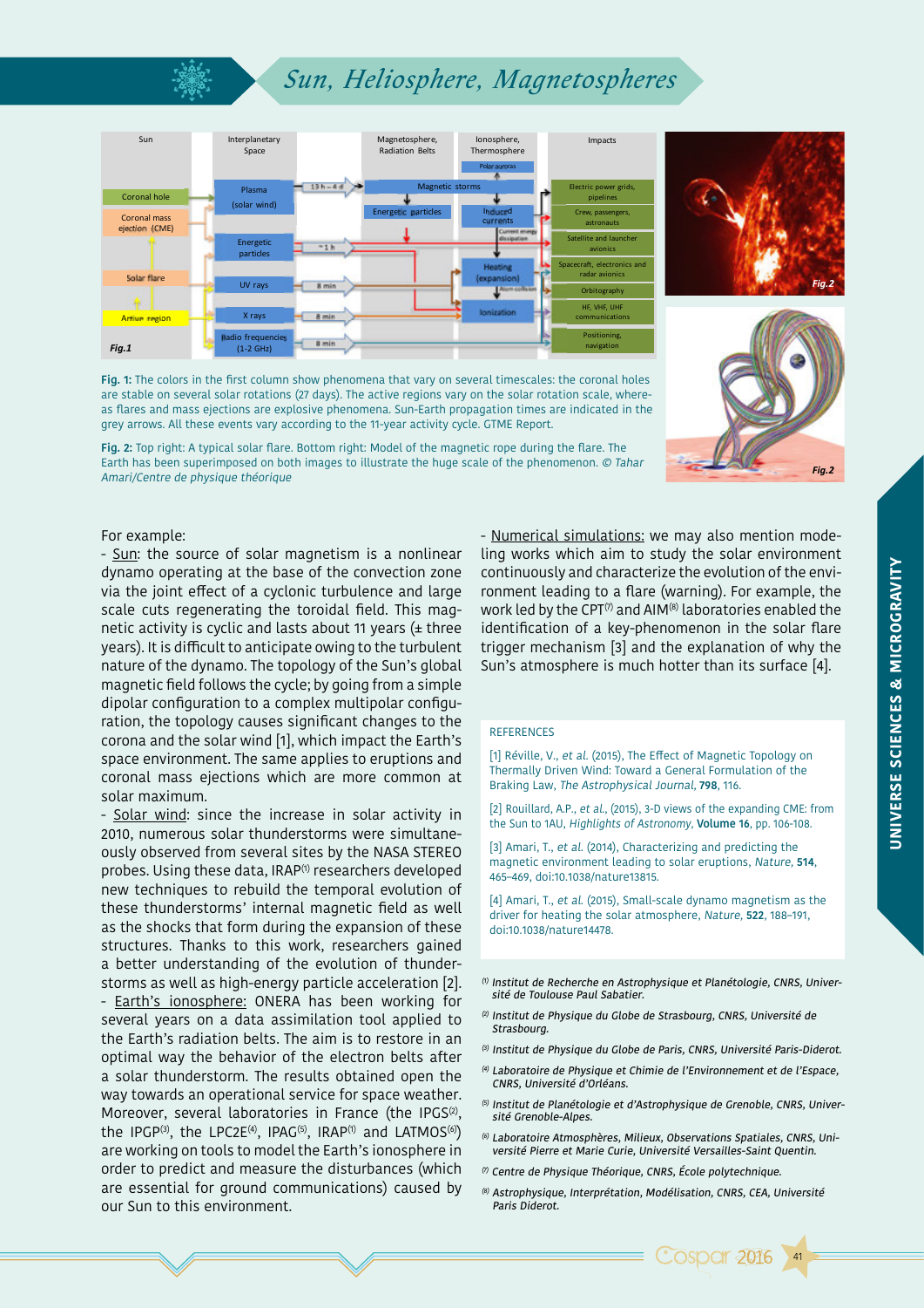Fig. 1: The colors in the first column show phenomena that vary on several timescales: the coronal holes are stable on several solar rotations (27 days). The active regions vary on the solar rotation scale, whereas flares and mass ejections are explosive phenomena. Sun-Earth propagation times are indicated in the grey arrows. All these events vary according to the 11-year activity cycle. GTME Report.

Fig. 2: Top right: A typical solar flare. Bottom right: Model of the magnetic rope during the flare. The Earth has been superimposed on both images to illustrate the huge scale of the phenomenon. *© Tahar Amari/Centre de physique théorique*

For example:

- <u>Sun</u>: the source of solar magnetism is a nonlinear dynamo operating at the base of the convection zone via the joint effect of a cyclonic turbulence and large scale cuts regenerating the toroidal field. This magnetic activity is cyclic and lasts about 11 years (± three years). It is difficult to anticipate owing to the turbulent nature of the dynamo. The topology of the Sun's global magnetic field follows the cycle; by going from a simple dipolar configuration to a complex multipolar configuration, the topology causes significant changes to the corona and the solar wind [1], which impact the Earth's space environment. The same applies to eruptions and coronal mass ejections which are more common at solar maximum.
- <u>Solar wind</u>: since the increase in solar activity in 2010, numerous solar thunderstorms were simultaneously observed from several sites by the NASA STEREO probes. Using these data, IRAP(1) researchers developed new techniques to rebuild the temporal evolution of these thunderstorms' internal magnetic field as well as the shocks that form during the expansion of these structures. Thanks to this work, researchers gained a better understanding of the evolution of thunderstorms as well as high-energy particle acceleration [2].
- <u>Earth's ionosphere:</u> ONERA has been working for several years on a data assimilation tool applied to the Earth's radiation belts. The aim is to restore in an optimal way the behavior of the electron belts after a solar thunderstorm. The results obtained open the way towards an operational service for space weather. Moreover, several laboratories in France (the IPGS(2), the IPGP(3), the LPC2E(4), IPAG(5), IRAP(1) and LATMOS(6)) are working on tools to model the Earth's ionosphere in order to predict and measure the disturbances (which are essential for ground communications) caused by our Sun to this environment.
- <u>Numerical simulations:</u> we may also mention modeling works which aim to study the solar environment continuously and characterize the evolution of the environment leading to a flare (warning). For example, the work led by the CPT(7) and AIM(8) laboratories enabled the identification of a key-phenomenon in the solar flare trigger mechanism [3] and the explanation of why the Sun's atmosphere is much hotter than its surface [4].

## REFERENCES

[1] Réville, V., *et al.* (2015), The Effect of Magnetic Topology on Thermally Driven Wind: Toward a General Formulation of the Braking Law, *The Astrophysical Journal*, **798**, 116.

[2] Rouillard, A.P., *et al.*, (2015), 3-D views of the expanding CME: from the Sun to 1AU, *Highlights of Astronomy*, **Volume 16**, pp. 106-108.

[3] Amari, T., *et al.* (2014), Characterizing and predicting the magnetic environment leading to solar eruptions, *Nature*, **514**, 465–469, doi:10.1038/nature13815.

[4] Amari, T., *et al.* (2015), Small-scale dynamo magnetism as the driver for heating the solar atmosphere, *Nature*, **522**, 188–191, doi:10.1038/nature14478.

(1) *Institut de Recherche en Astrophysique et Planétologie, CNRS, Université de Toulouse Paul Sabatier.*

(2) *Institut de Physique du Globe de Strasbourg, CNRS, Université de Strasbourg.*

(3) *Institut de Physique du Globe de Paris, CNRS, Université Paris-Diderot.*

(4) *Laboratoire de Physique et Chimie de l'Environnement et de l'Espace, CNRS, Université d'Orléans.*

(5) *Institut de Planétologie et d'Astrophysique de Grenoble, CNRS, Université Grenoble-Alpes.*

(6) *Laboratoire Atmosphères, Milieux, Observations Spatiales, CNRS, Université Pierre et Marie Curie, Université Versailles-Saint Quentin.*

(7) *Centre de Physique Théorique, CNRS, École polytechnique.*

(8) *Astrophysique, Interprétation, Modélisation, CNRS, CEA, Université Paris Diderot.*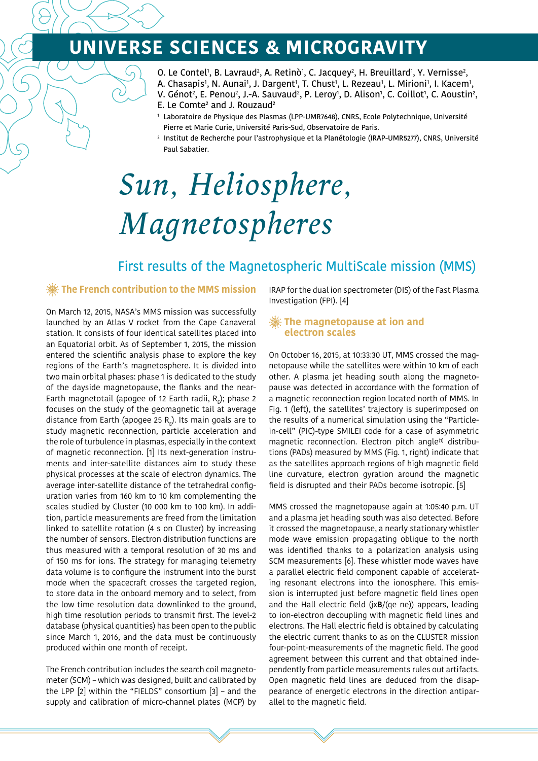# UNIVERSE SCIENCES & MICROGRAVITY

O. Le Contel[1], B. Lavraud[2], A. Retinò[1], C. Jacquey[2], H. Breuillard[1], Y. Vernisse[2], A. Chasapis[1], N. Aunai[1], J. Dargent[1], T. Chust[1], L. Rezeau[1], L. Mirioni[1], I. Kacem[1], V. Génot[2], E. Penou[2], J.-A. Sauvaud[2], P. Leroy[1], D. Alison[1], C. Coillot[1], C. Aoustin[2], E. Le Comte[2] and J. Rouzaud[2]

[1] Laboratoire de Physique des Plasmas (LPP-UMR7648), CNRS, Ecole Polytechnique, Université Pierre et Marie Curie, Université Paris-Sud, Observatoire de Paris.

[2] Institut de Recherche pour l'astrophysique et la Planétologie (IRAP-UMR5277), CNRS, Université Paul Sabatier.

# *Sun, Heliosphere, Magnetospheres*

## First results of the Magnetospheric MultiScale mission (MMS)

### The French contribution to the MMS mission

On March 12, 2015, NASA's MMS mission was successfully launched by an Atlas V rocket from the Cape Canaveral station. It consists of four identical satellites placed into an Equatorial orbit. As of September 1, 2015, the mission entered the scientific analysis phase to explore the key regions of the Earth's magnetosphere. It is divided into two main orbital phases: phase 1 is dedicated to the study of the dayside magnetopause, the flanks and the near-Earth magnetotail (apogee of 12 Earth radii, $R_E$); phase 2 focuses on the study of the geomagnetic tail at average distance from Earth (apogee 25 $R_E$). Its main goals are to study magnetic reconnection, particle acceleration and the role of turbulence in plasmas, especially in the context of magnetic reconnection. [1] Its next-generation instruments and inter-satellite distances aim to study these physical processes at the scale of electron dynamics. The average inter-satellite distance of the tetrahedral configuration varies from 160 km to 10 km complementing the scales studied by Cluster (10 000 km to 100 km). In addition, particle measurements are freed from the limitation linked to satellite rotation (4 s on Cluster) by increasing the number of sensors. Electron distribution functions are thus measured with a temporal resolution of 30 ms and of 150 ms for ions. The strategy for managing telemetry data volume is to configure the instrument into the burst mode when the spacecraft crosses the targeted region, to store data in the onboard memory and to select, from the low time resolution data downlinked to the ground, high time resolution periods to transmit first. The level-2 database (physical quantities) has been open to the public since March 1, 2016, and the data must be continuously produced within one month of receipt.

The French contribution includes the search coil magnetometer (SCM) – which was designed, built and calibrated by the LPP [2] within the "FIELDS" consortium [3] – and the supply and calibration of micro-channel plates (MCP) by IRAP for the dual ion spectrometer (DIS) of the Fast Plasma Investigation (FPI). [4]

### The magnetopause at ion and electron scales

On October 16, 2015, at 10:33:30 UT, MMS crossed the magnetopause while the satellites were within 10 km of each other. A plasma jet heading south along the magnetopause was detected in accordance with the formation of a magnetic reconnection region located north of MMS. In Fig. 1 (left), the satellites' trajectory is superimposed on the results of a numerical simulation using the "Particle-in-cell" (PIC)-type SMILEI code for a case of asymmetric magnetic reconnection. Electron pitch angle[(1)] distributions (PADs) measured by MMS (Fig. 1, right) indicate that as the satellites approach regions of high magnetic field line curvature, electron gyration around the magnetic field is disrupted and their PADs become isotropic. [5]

MMS crossed the magnetopause again at 1:05:40 p.m. UT and a plasma jet heading south was also detected. Before it crossed the magnetopause, a nearly stationary whistler mode wave emission propagating oblique to the north was identified thanks to a polarization analysis using SCM measurements [6]. These whistler mode waves have a parallel electric field component capable of accelerating resonant electrons into the ionosphere. This emission is interrupted just before magnetic field lines open and the Hall electric field ($\mathbf{j}\times\mathbf{B}/(q_e n_e)$) appears, leading to ion-electron decoupling with magnetic field lines and electrons. The Hall electric field is obtained by calculating the electric current thanks to as on the CLUSTER mission four-point-measurements of the magnetic field. The good agreement between this current and that obtained independently from particle measurements rules out artifacts. Open magnetic field lines are deduced from the disappearance of energetic electrons in the direction antiparallel to the magnetic field.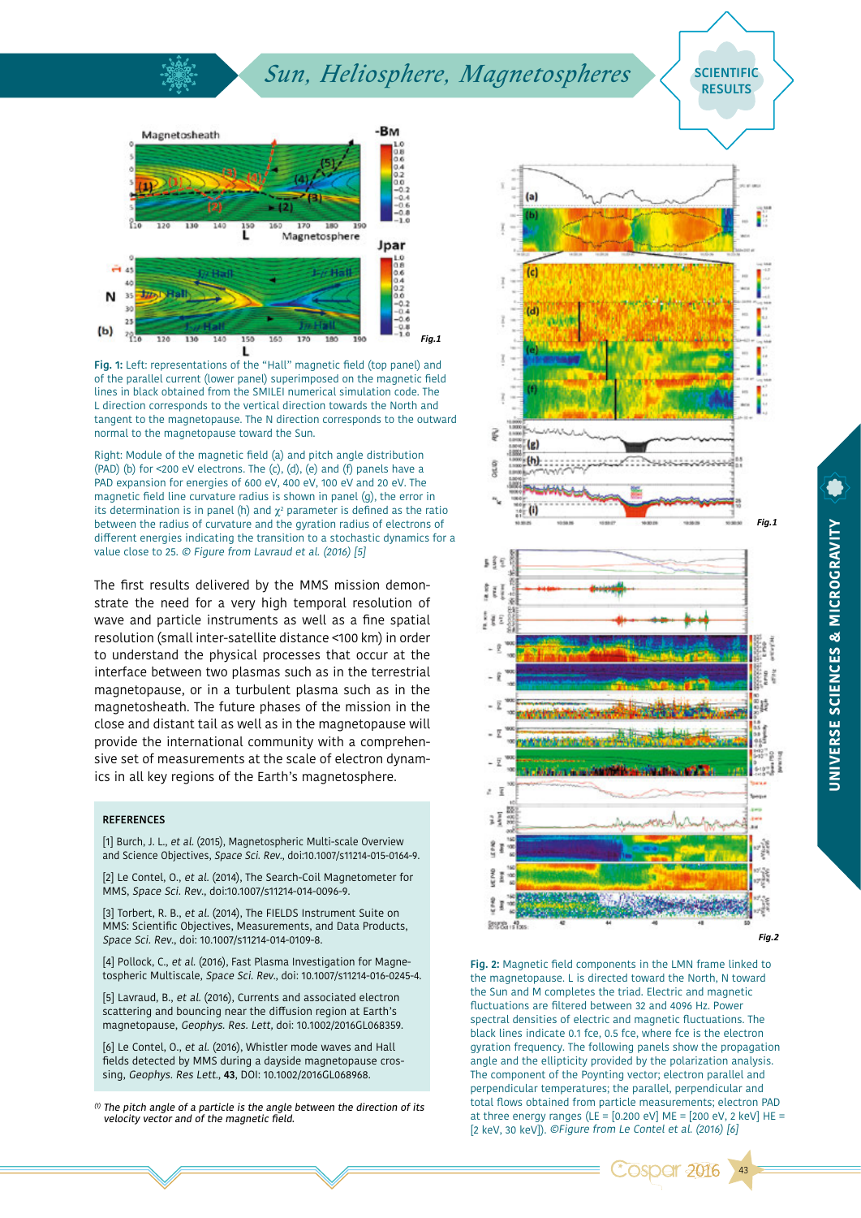**Fig. 1:** Left: representations of the "Hall" magnetic field (top panel) and of the parallel current (lower panel) superimposed on the magnetic field lines in black obtained from the SMILEI numerical simulation code. The L direction corresponds to the vertical direction towards the North and tangent to the magnetopause. The N direction corresponds to the outward normal to the magnetopause toward the Sun.

Right: Module of the magnetic field (a) and pitch angle distribution (PAD) (b) for <200 eV electrons. The (c), (d), (e) and (f) panels have a PAD expansion for energies of 600 eV, 400 eV, 100 eV and 20 eV. The magnetic field line curvature radius is shown in panel (g), the error in its determination is in panel (h) and $\chi^2$ parameter is defined as the ratio between the radius of curvature and the gyration radius of electrons of different energies indicating the transition to a stochastic dynamics for a value close to 25. *© Figure from Lavraud et al. (2016) [5]*

The first results delivered by the MMS mission demonstrate the need for a very high temporal resolution of wave and particle instruments as well as a fine spatial resolution (small inter-satellite distance <100 km) in order to understand the physical processes that occur at the interface between two plasmas such as in the terrestrial magnetopause, or in a turbulent plasma such as in the magnetosheath. The future phases of the mission in the close and distant tail as well as in the magnetopause will provide the international community with a comprehensive set of measurements at the scale of electron dynamics in all key regions of the Earth's magnetosphere.

### REFERENCES

[1] Burch, J. L., *et al.* (2015), Magnetospheric Multi-scale Overview and Science Objectives, *Space Sci. Rev.*, doi:10.1007/s11214-015-0164-9.

[2] Le Contel, O., *et al.* (2014), The Search-Coil Magnetometer for MMS, *Space Sci. Rev.*, doi:10.1007/s11214-014-0096-9.

[3] Torbert, R. B., *et al.* (2014), The FIELDS Instrument Suite on MMS: Scientific Objectives, Measurements, and Data Products, *Space Sci. Rev.*, doi: 10.1007/s11214-014-0109-8.

[4] Pollock, C., *et al.* (2016), Fast Plasma Investigation for Magnetospheric Multiscale, *Space Sci. Rev.*, doi: 10.1007/s11214-016-0245-4.

[5] Lavraud, B., *et al.* (2016), Currents and associated electron scattering and bouncing near the diffusion region at Earth's magnetopause, *Geophys. Res. Lett*, doi: 10.1002/2016GL068359.

[6] Le Contel, O., *et al.* (2016), Whistler mode waves and Hall fields detected by MMS during a dayside magnetopause crossing, *Geophys. Res Lett.*, **43**, DOI: 10.1002/2016GL068968.

(1) *The pitch angle of a particle is the angle between the direction of its velocity vector and of the magnetic field.*

**Fig. 2:** Magnetic field components in the LMN frame linked to the magnetopause. L is directed toward the North, N toward the Sun and M completes the triad. Electric and magnetic fluctuations are filtered between 32 and 4096 Hz. Power spectral densities of electric and magnetic fluctuations. The black lines indicate 0.1 fce, 0.5 fce, where fce is the electron gyration frequency. The following panels show the propagation angle and the ellipticity provided by the polarization analysis. The component of the Poynting vector; electron parallel and perpendicular temperatures; the parallel, perpendicular and total flows obtained from particle measurements; electron PAD at three energy ranges (LE = [0.200 eV] ME = [200 eV, 2 keV] HE = [2 keV, 30 keV]). *©Figure from Le Contel et al. (2016) [6]*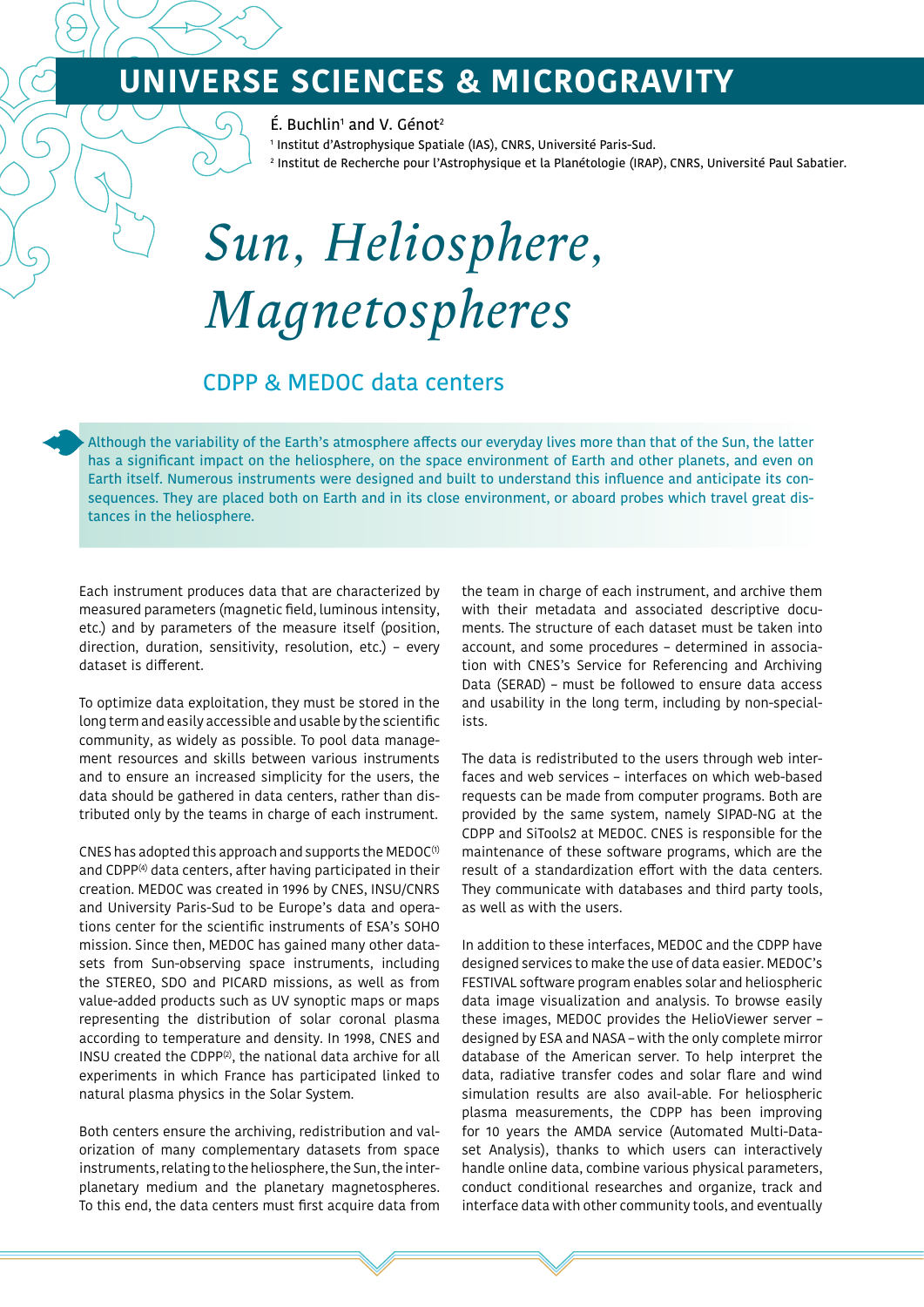# UNIVERSE SCIENCES & MICROGRAVITY

É. Buchlin[1] and V. Génot[2]

[1] Institut d'Astrophysique Spatiale (IAS), CNRS, Université Paris-Sud.
[2] Institut de Recherche pour l'Astrophysique et la Planétologie (IRAP), CNRS, Université Paul Sabatier.

# *Sun, Heliosphere, Magnetospheres*

## CDPP & MEDOC data centers

Although the variability of the Earth's atmosphere affects our everyday lives more than that of the Sun, the latter has a significant impact on the heliosphere, on the space environment of Earth and other planets, and even on Earth itself. Numerous instruments were designed and built to understand this influence and anticipate its consequences. They are placed both on Earth and in its close environment, or aboard probes which travel great distances in the heliosphere.

Each instrument produces data that are characterized by measured parameters (magnetic field, luminous intensity, etc.) and by parameters of the measure itself (position, direction, duration, sensitivity, resolution, etc.) – every dataset is different.

To optimize data exploitation, they must be stored in the long term and easily accessible and usable by the scientific community, as widely as possible. To pool data management resources and skills between various instruments and to ensure an increased simplicity for the users, the data should be gathered in data centers, rather than distributed only by the teams in charge of each instrument.

CNES has adopted this approach and supports the MEDOC[1] and CDPP[4] data centers, after having participated in their creation. MEDOC was created in 1996 by CNES, INSU/CNRS and University Paris-Sud to be Europe's data and operations center for the scientific instruments of ESA's SOHO mission. Since then, MEDOC has gained many other datasets from Sun-observing space instruments, including the STEREO, SDO and PICARD missions, as well as from value-added products such as UV synoptic maps or maps representing the distribution of solar coronal plasma according to temperature and density. In 1998, CNES and INSU created the CDPP[2], the national data archive for all experiments in which France has participated linked to natural plasma physics in the Solar System.

Both centers ensure the archiving, redistribution and valorization of many complementary datasets from space instruments, relating to the heliosphere, the Sun, the interplanetary medium and the planetary magnetospheres. To this end, the data centers must first acquire data from the team in charge of each instrument, and archive them with their metadata and associated descriptive documents. The structure of each dataset must be taken into account, and some procedures – determined in association with CNES's Service for Referencing and Archiving Data (SERAD) – must be followed to ensure data access and usability in the long term, including by non-specialists.

The data is redistributed to the users through web interfaces and web services – interfaces on which web-based requests can be made from computer programs. Both are provided by the same system, namely SIPAD-NG at the CDPP and SiTools2 at MEDOC. CNES is responsible for the maintenance of these software programs, which are the result of a standardization effort with the data centers. They communicate with databases and third party tools, as well as with the users.

In addition to these interfaces, MEDOC and the CDPP have designed services to make the use of data easier. MEDOC's FESTIVAL software program enables solar and heliospheric data image visualization and analysis. To browse easily these images, MEDOC provides the HelioViewer server – designed by ESA and NASA – with the only complete mirror database of the American server. To help interpret the data, radiative transfer codes and solar flare and wind simulation results are also avail-able. For heliospheric plasma measurements, the CDPP has been improving for 10 years the AMDA service (Automated Multi-Dataset Analysis), thanks to which users can interactively handle online data, combine various physical parameters, conduct conditional researches and organize, track and interface data with other community tools, and eventually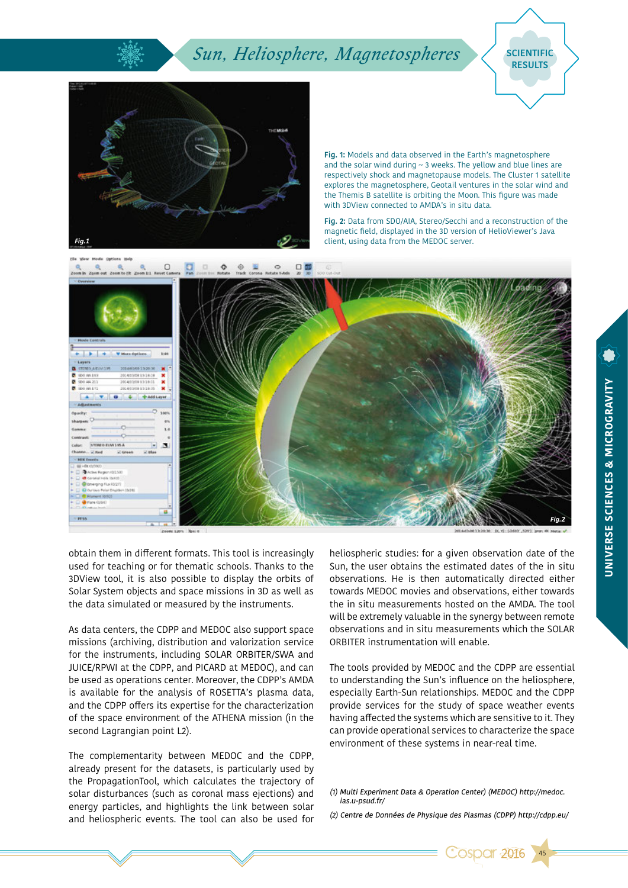Fig. 1: Models and data observed in the Earth's magnetosphere and the solar wind during ~ 3 weeks. The yellow and blue lines are respectively shock and magnetopause models. The Cluster 1 satellite explores the magnetosphere, Geotail ventures in the solar wind and the Themis B satellite is orbiting the Moon. This figure was made with 3DView connected to AMDA's in situ data.

Fig. 2: Data from SDO/AIA, Stereo/Secchi and a reconstruction of the magnetic field, displayed in the 3D version of HelioViewer's Java client, using data from the MEDOC server.

obtain them in different formats. This tool is increasingly used for teaching or for thematic schools. Thanks to the 3DView tool, it is also possible to display the orbits of Solar System objects and space missions in 3D as well as the data simulated or measured by the instruments.

As data centers, the CDPP and MEDOC also support space missions (archiving, distribution and valorization service for the instruments, including SOLAR ORBITER/SWA and JUICE/RPWI at the CDPP, and PICARD at MEDOC), and can be used as operations center. Moreover, the CDPP's AMDA is available for the analysis of ROSETTA's plasma data, and the CDPP offers its expertise for the characterization of the space environment of the ATHENA mission (in the second Lagrangian point L2).

The complementarity between MEDOC and the CDPP, already present for the datasets, is particularly used by the PropagationTool, which calculates the trajectory of solar disturbances (such as coronal mass ejections) and energy particles, and highlights the link between solar and heliospheric events. The tool can also be used for heliospheric studies: for a given observation date of the Sun, the user obtains the estimated dates of the in situ observations. He is then automatically directed either towards MEDOC movies and observations, either towards the in situ measurements hosted on the AMDA. The tool will be extremely valuable in the synergy between remote observations and in situ measurements which the SOLAR ORBITER instrumentation will enable.

The tools provided by MEDOC and the CDPP are essential to understanding the Sun's influence on the heliosphere, especially Earth-Sun relationships. MEDOC and the CDPP provide services for the study of space weather events having affected the systems which are sensitive to it. They can provide operational services to characterize the space environment of these systems in near-real time.

*(1) Multi Experiment Data & Operation Center) (MEDOC) http://medoc.ias.u-psud.fr/*

*(2) Centre de Données de Physique des Plasmas (CDPP) http://cdpp.eu/*